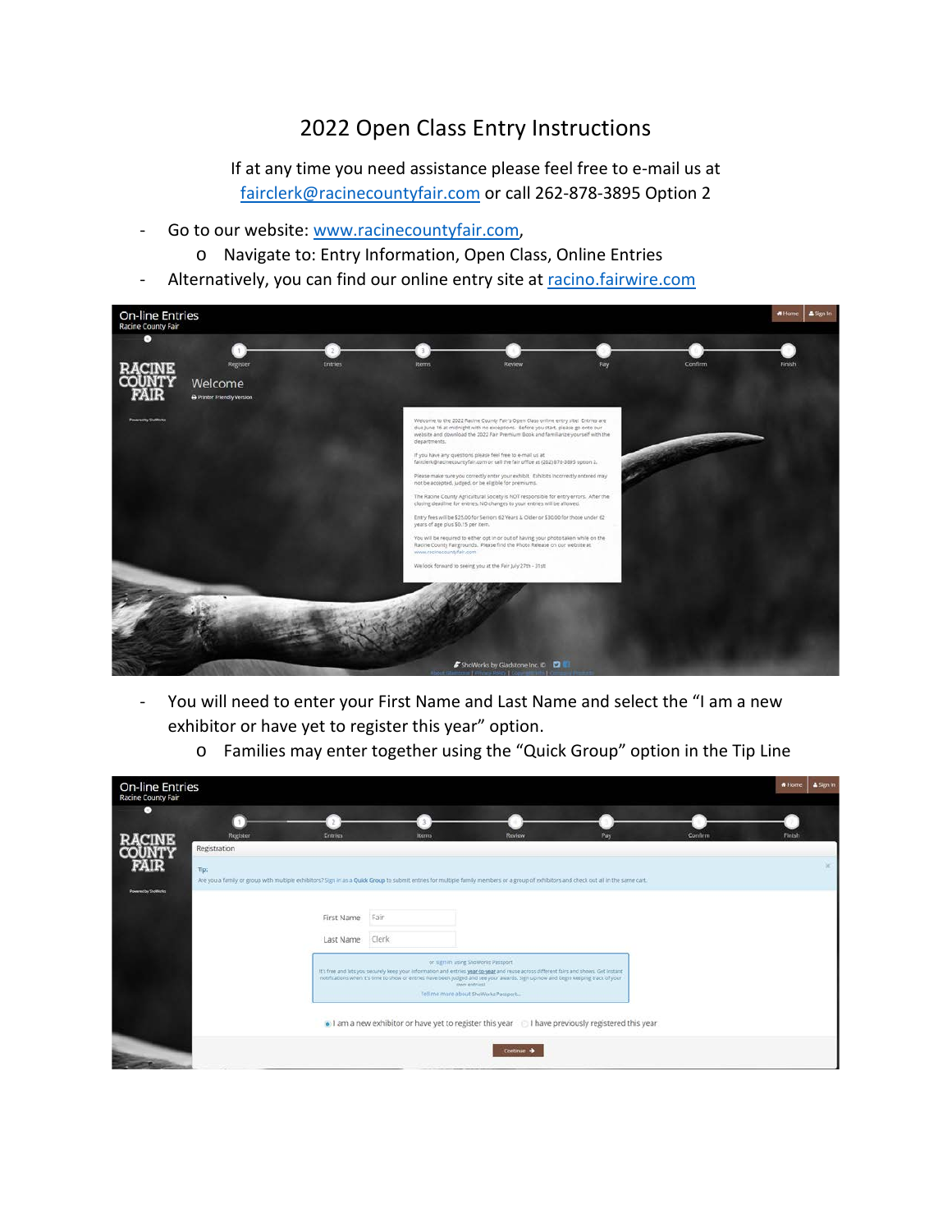# 2022 Open Class Entry Instructions

If at any time you need assistance please feel free to e-mail us at fairclerk@racinecountyfair.com or call 262-878-3895 Option 2

- Go to our website: www.racinecountyfair.com,
  - Navigate to: Entry Information, Open Class, Online Entries
- Alternatively, you can find our online entry site at racino.fairwire.com

- You will need to enter your First Name and Last Name and select the "I am a new exhibitor or have yet to register this year" option.
  - Families may enter together using the "Quick Group" option in the Tip Line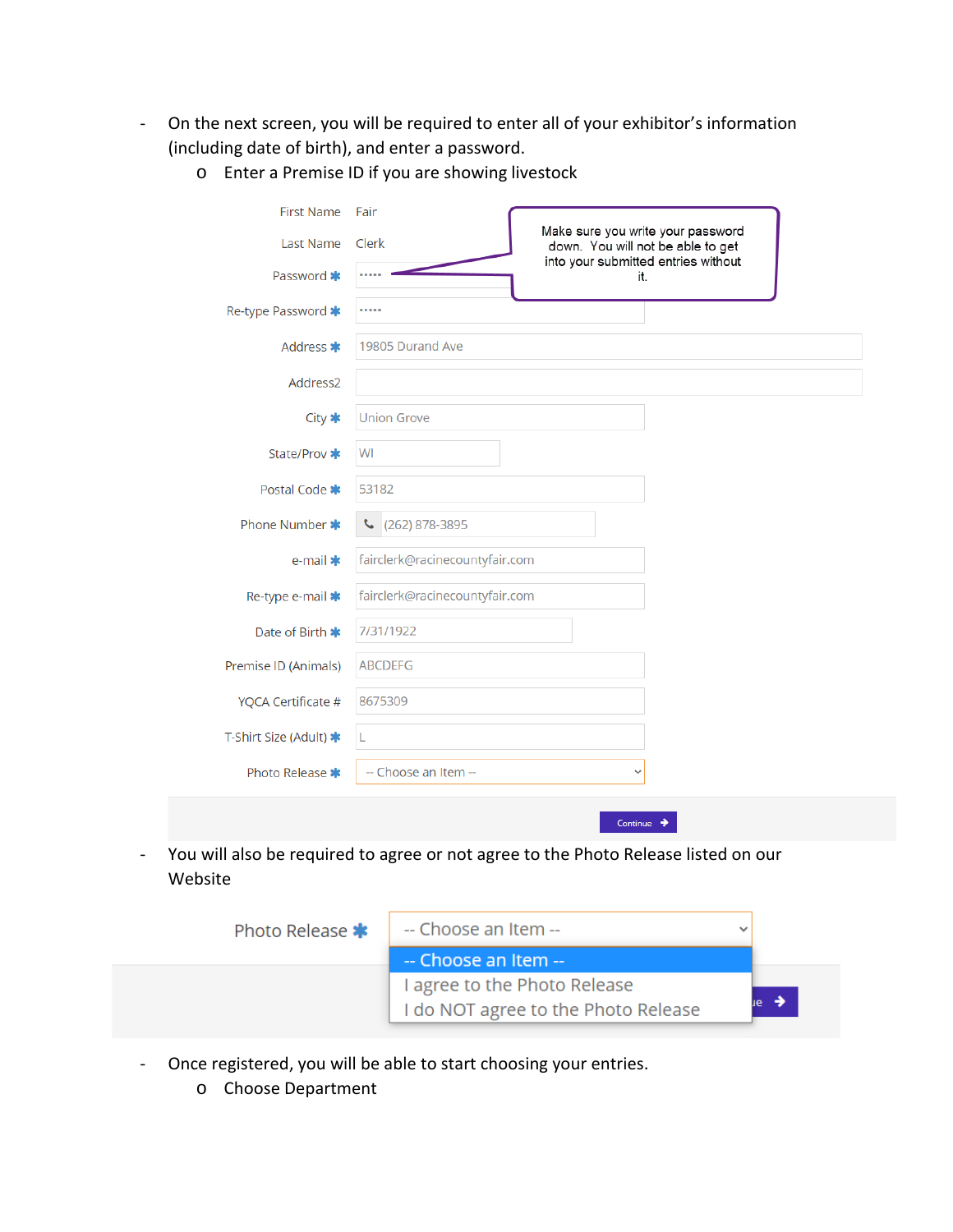- On the next screen, you will be required to enter all of your exhibitor's information (including date of birth), and enter a password.
  - Enter a Premise ID if you are showing livestock

| Field | Value |
| --- | --- |
| First Name | Fair |
| Last Name | Clerk |
| Password * | ••••• |
| Re-type Password * | ••••• |
| Address * | 19805 Durand Ave |
| Address2 | |
| City * | Union Grove |
| State/Prov * | WI |
| Postal Code * | 53182 |
| Phone Number * | (262) 878-3895 |
| e-mail * | fairclerk@racinecountyfair.com |
| Re-type e-mail * | fairclerk@racinecountyfair.com |
| Date of Birth * | 7/31/1922 |
| Premise ID (Animals) | ABCDEFG |
| YQCA Certificate # | 8675309 |
| T-Shirt Size (Adult) * | L |
| Photo Release * | -- Choose an Item -- |

Make sure you write your password down. You will not be able to get into your submitted entries without it.

Continue

- You will also be required to agree or not agree to the Photo Release listed on our Website

Photo Release *
- -- Choose an Item --
- I agree to the Photo Release
- I do NOT agree to the Photo Release

- Once registered, you will be able to start choosing your entries.
  - Choose Department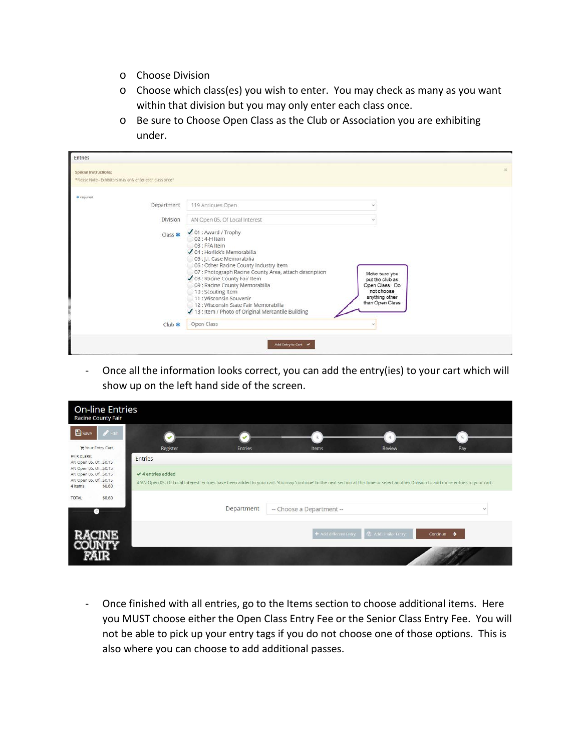- Choose Division
- Choose which class(es) you wish to enter. You may check as many as you want within that division but you may only enter each class once.
- Be sure to Choose Open Class as the Club or Association you are exhibiting under.

- Once all the information looks correct, you can add the entry(ies) to your cart which will show up on the left hand side of the screen.

- Once finished with all entries, go to the Items section to choose additional items. Here you MUST choose either the Open Class Entry Fee or the Senior Class Entry Fee. You will not be able to pick up your entry tags if you do not choose one of those options. This is also where you can choose to add additional passes.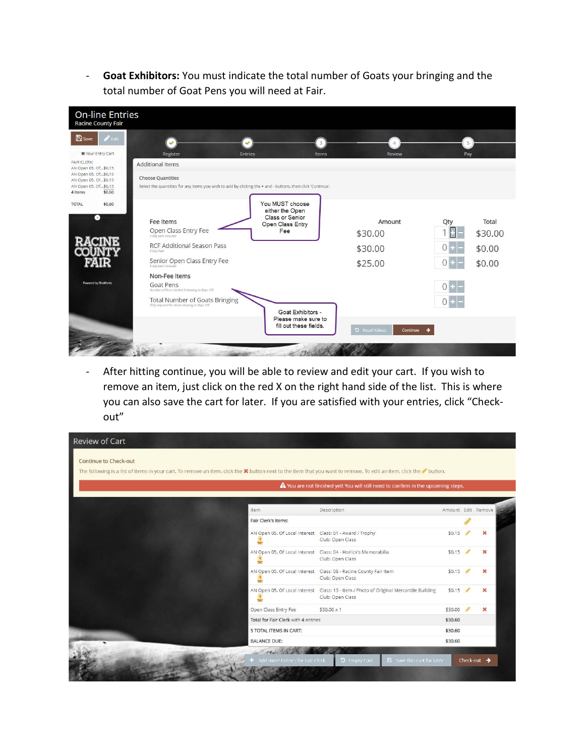- **Goat Exhibitors:** You must indicate the total number of Goats your bringing and the total number of Goat Pens you will need at Fair.

- After hitting continue, you will be able to review and edit your cart. If you wish to remove an item, just click on the red X on the right hand side of the list. This is where you can also save the cart for later. If you are satisfied with your entries, click "Check-out"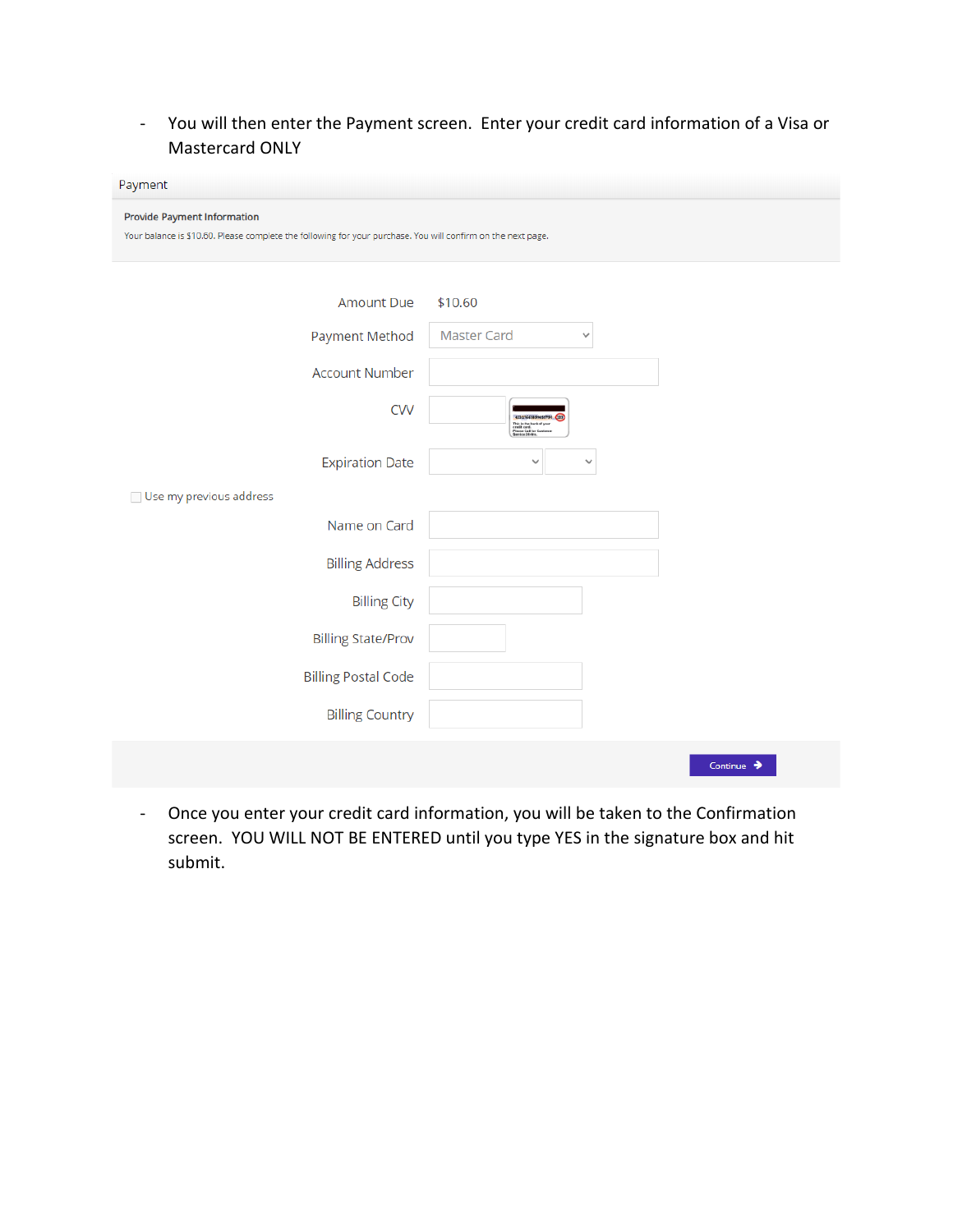- You will then enter the Payment screen. Enter your credit card information of a Visa or Mastercard ONLY

Payment

**Provide Payment Information**

Your balance is $10.60. Please complete the following for your purchase. You will confirm on the next page.

| | |
|---|---|
| Amount Due | $10.60 |
| Payment Method | Master Card |
| Account Number | |
| CVV | |
| Expiration Date | |

Use my previous address

| | |
|---|---|
| Name on Card | |
| Billing Address | |
| Billing City | |
| Billing State/Prov | |
| Billing Postal Code | |
| Billing Country | |

Continue

- Once you enter your credit card information, you will be taken to the Confirmation screen. YOU WILL NOT BE ENTERED until you type YES in the signature box and hit submit.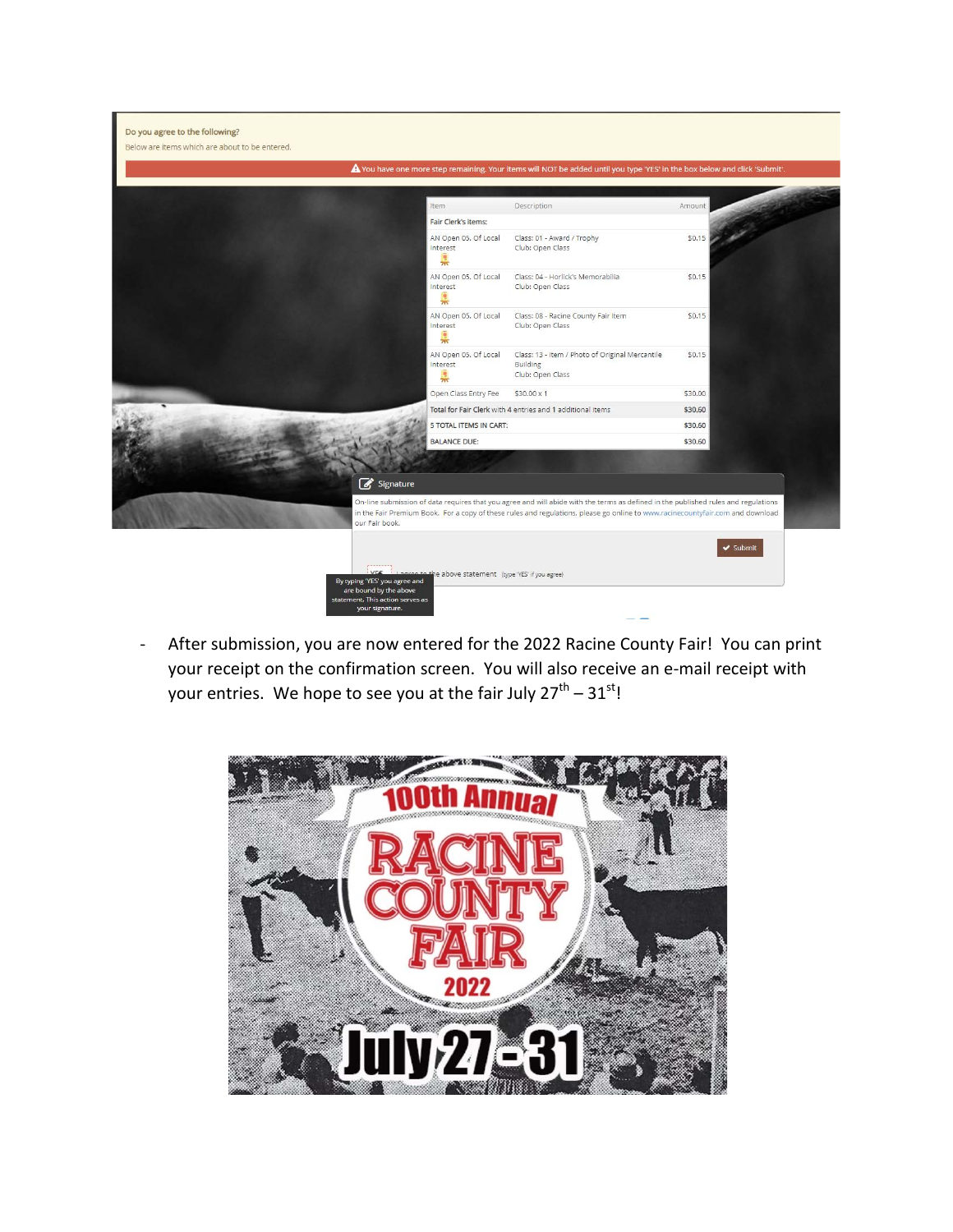Do you agree to the following?

Below are items which are about to be entered.

⚠ You have one more step remaining. Your items will NOT be added until you type 'YES' in the box below and click 'Submit'.

| Item | Description | Amount |
| --- | --- | --- |
| Fair Clerk's Items: | | |
| AN Open 05. Of Local Interest | Class: 01 - Award / Trophy Club: Open Class | $0.15 |
| AN Open 05. Of Local Interest | Class: 04 - Horlick's Memorabilia Club: Open Class | $0.15 |
| AN Open 05. Of Local Interest | Class: 08 - Racine County Fair Item Club: Open Class | $0.15 |
| AN Open 05. Of Local Interest | Class: 13 - Item / Photo of Original Mercantile Building Club: Open Class | $0.15 |
| Open Class Entry Fee | $30.00 x 1 | $30.00 |
| Total for Fair Clerk with 4 entries and 1 additional items | | $30.60 |
| 5 TOTAL ITEMS IN CART: | | $30.60 |
| BALANCE DUE: | | $30.60 |

Signature

On-line submission of data requires that you agree and will abide with the terms as defined in the published rules and regulations in the Fair Premium Book. For a copy of these rules and regulations, please go online to www.racinecountyfair.com and download our Fair book.

Submit

YES I agree to the above statement (type 'YES' if you agree)

By typing 'YES' you agree and are bound by the above statement. This action serves as your signature.

- After submission, you are now entered for the 2022 Racine County Fair! You can print your receipt on the confirmation screen. You will also receive an e-mail receipt with your entries. We hope to see you at the fair July 27th – 31st!

100th Annual

RACINE COUNTY FAIR

2022

July 27-31